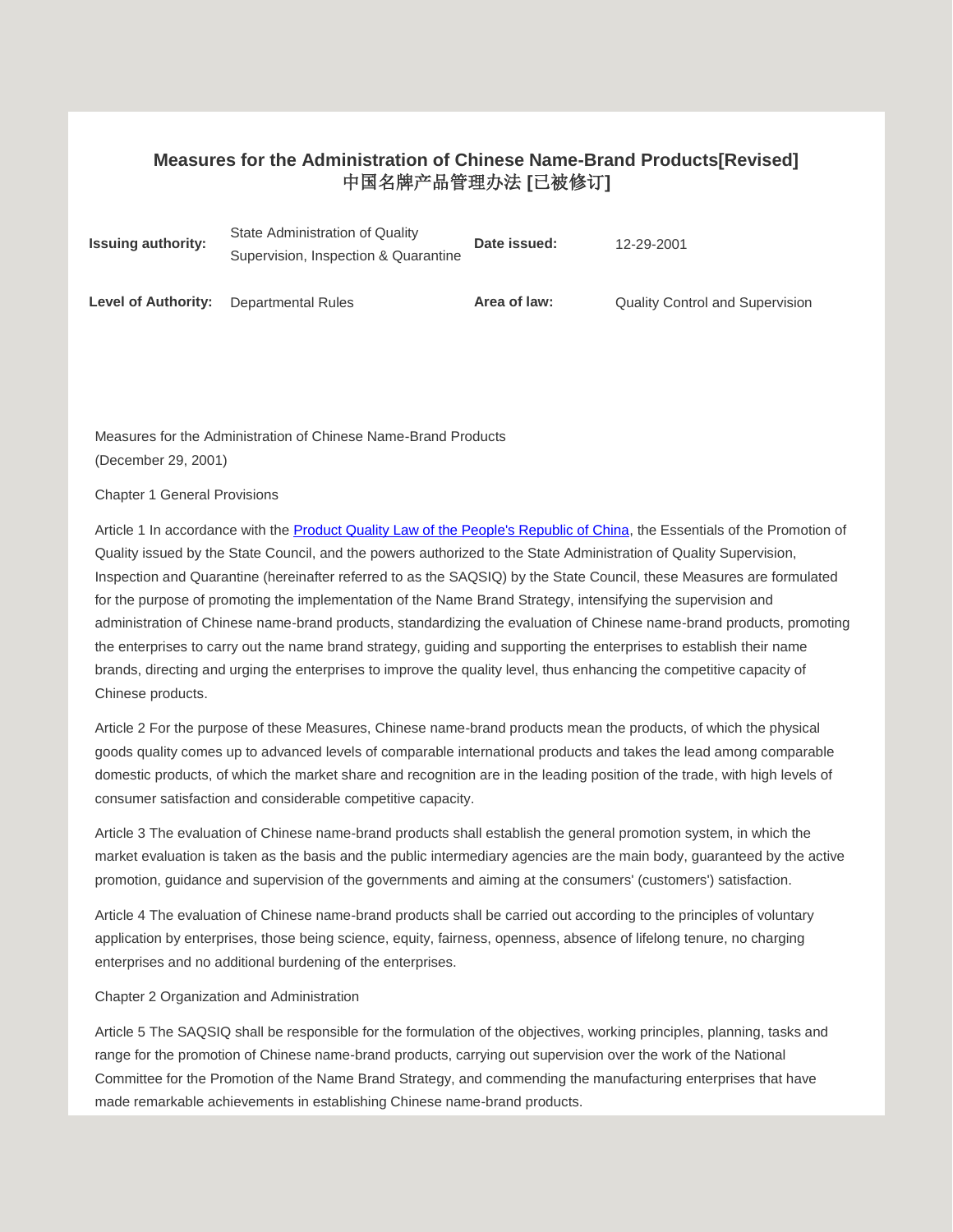# Measures for the Administration of Chinese Name-Brand Products[Revised]
# 中国名牌产品管理办法 [已被修订]

| | | | |
|---|---|---|---|
| **Issuing authority:** | State Administration of Quality Supervision, Inspection & Quarantine | **Date issued:** | 12-29-2001 |
| **Level of Authority:** | Departmental Rules | **Area of law:** | Quality Control and Supervision |

Measures for the Administration of Chinese Name-Brand Products
(December 29, 2001)

Chapter 1 General Provisions

Article 1 In accordance with the Product Quality Law of the People's Republic of China, the Essentials of the Promotion of Quality issued by the State Council, and the powers authorized to the State Administration of Quality Supervision, Inspection and Quarantine (hereinafter referred to as the SAQSIQ) by the State Council, these Measures are formulated for the purpose of promoting the implementation of the Name Brand Strategy, intensifying the supervision and administration of Chinese name-brand products, standardizing the evaluation of Chinese name-brand products, promoting the enterprises to carry out the name brand strategy, guiding and supporting the enterprises to establish their name brands, directing and urging the enterprises to improve the quality level, thus enhancing the competitive capacity of Chinese products.

Article 2 For the purpose of these Measures, Chinese name-brand products mean the products, of which the physical goods quality comes up to advanced levels of comparable international products and takes the lead among comparable domestic products, of which the market share and recognition are in the leading position of the trade, with high levels of consumer satisfaction and considerable competitive capacity.

Article 3 The evaluation of Chinese name-brand products shall establish the general promotion system, in which the market evaluation is taken as the basis and the public intermediary agencies are the main body, guaranteed by the active promotion, guidance and supervision of the governments and aiming at the consumers' (customers') satisfaction.

Article 4 The evaluation of Chinese name-brand products shall be carried out according to the principles of voluntary application by enterprises, those being science, equity, fairness, openness, absence of lifelong tenure, no charging enterprises and no additional burdening of the enterprises.

Chapter 2 Organization and Administration

Article 5 The SAQSIQ shall be responsible for the formulation of the objectives, working principles, planning, tasks and range for the promotion of Chinese name-brand products, carrying out supervision over the work of the National Committee for the Promotion of the Name Brand Strategy, and commending the manufacturing enterprises that have made remarkable achievements in establishing Chinese name-brand products.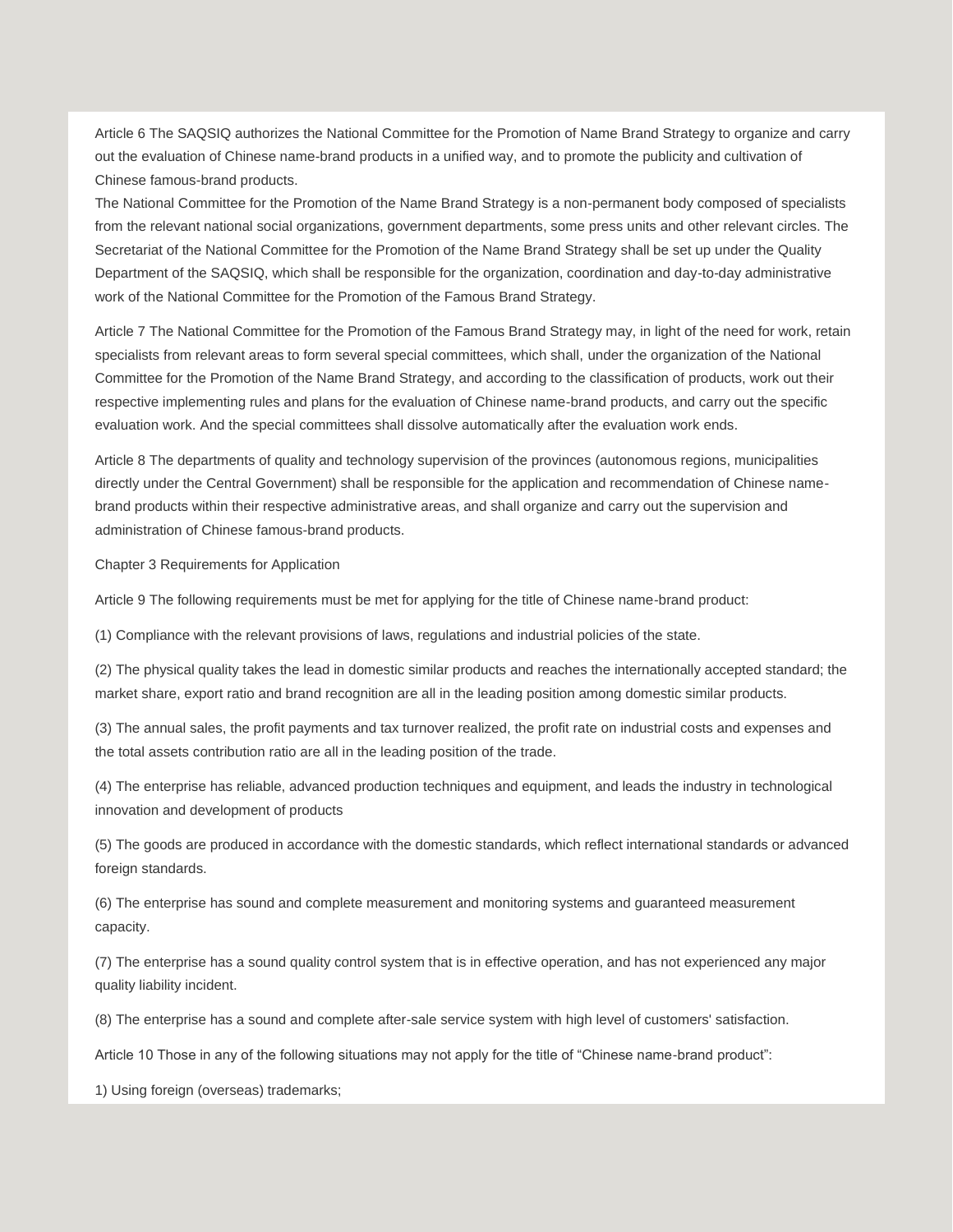Article 6 The SAQSIQ authorizes the National Committee for the Promotion of Name Brand Strategy to organize and carry out the evaluation of Chinese name-brand products in a unified way, and to promote the publicity and cultivation of Chinese famous-brand products.

The National Committee for the Promotion of the Name Brand Strategy is a non-permanent body composed of specialists from the relevant national social organizations, government departments, some press units and other relevant circles. The Secretariat of the National Committee for the Promotion of the Name Brand Strategy shall be set up under the Quality Department of the SAQSIQ, which shall be responsible for the organization, coordination and day-to-day administrative work of the National Committee for the Promotion of the Famous Brand Strategy.

Article 7 The National Committee for the Promotion of the Famous Brand Strategy may, in light of the need for work, retain specialists from relevant areas to form several special committees, which shall, under the organization of the National Committee for the Promotion of the Name Brand Strategy, and according to the classification of products, work out their respective implementing rules and plans for the evaluation of Chinese name-brand products, and carry out the specific evaluation work. And the special committees shall dissolve automatically after the evaluation work ends.

Article 8 The departments of quality and technology supervision of the provinces (autonomous regions, municipalities directly under the Central Government) shall be responsible for the application and recommendation of Chinese name-brand products within their respective administrative areas, and shall organize and carry out the supervision and administration of Chinese famous-brand products.

Chapter 3 Requirements for Application

Article 9 The following requirements must be met for applying for the title of Chinese name-brand product:

(1) Compliance with the relevant provisions of laws, regulations and industrial policies of the state.

(2) The physical quality takes the lead in domestic similar products and reaches the internationally accepted standard; the market share, export ratio and brand recognition are all in the leading position among domestic similar products.

(3) The annual sales, the profit payments and tax turnover realized, the profit rate on industrial costs and expenses and the total assets contribution ratio are all in the leading position of the trade.

(4) The enterprise has reliable, advanced production techniques and equipment, and leads the industry in technological innovation and development of products

(5) The goods are produced in accordance with the domestic standards, which reflect international standards or advanced foreign standards.

(6) The enterprise has sound and complete measurement and monitoring systems and guaranteed measurement capacity.

(7) The enterprise has a sound quality control system that is in effective operation, and has not experienced any major quality liability incident.

(8) The enterprise has a sound and complete after-sale service system with high level of customers' satisfaction.

Article 10 Those in any of the following situations may not apply for the title of "Chinese name-brand product":

1) Using foreign (overseas) trademarks;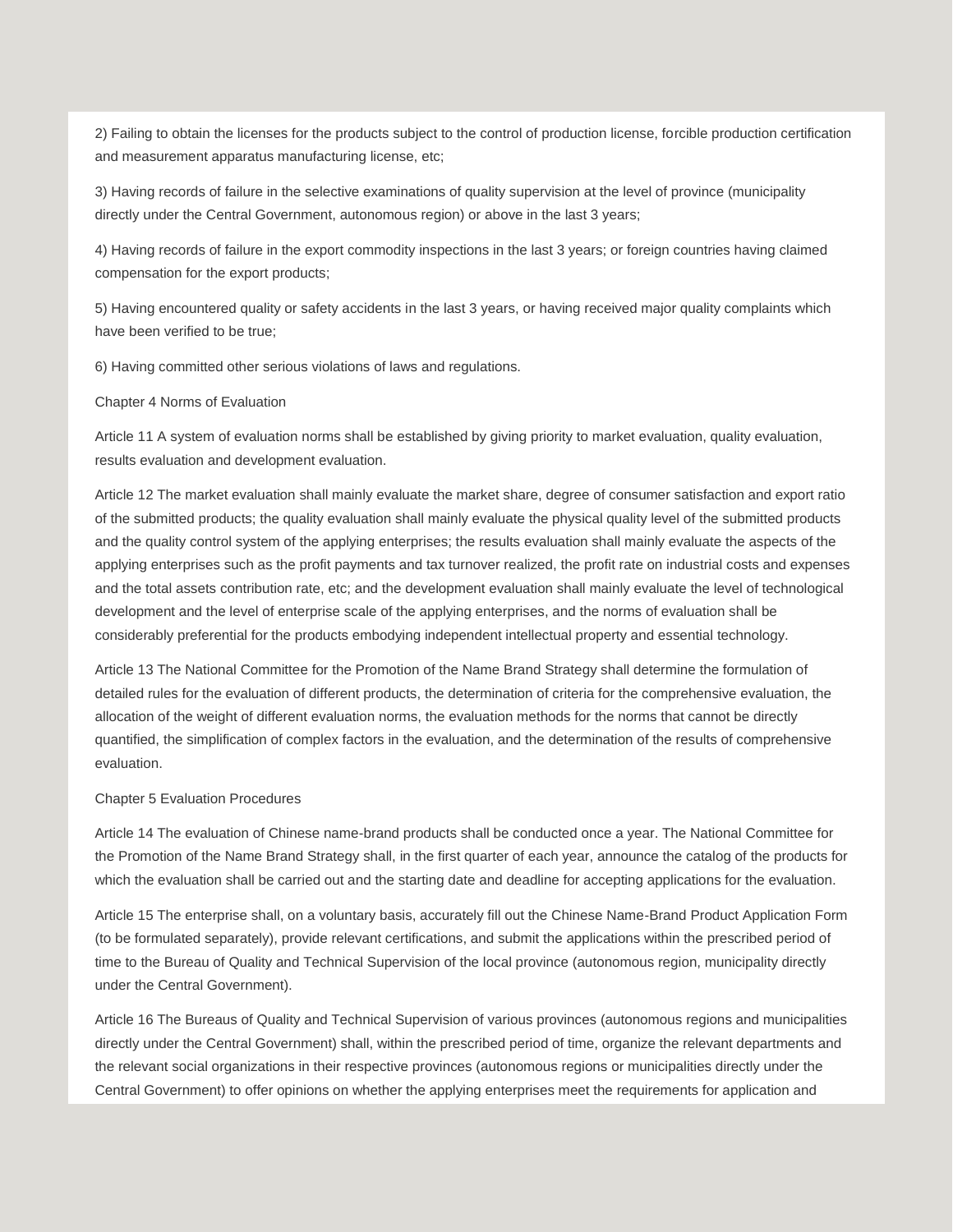2) Failing to obtain the licenses for the products subject to the control of production license, forcible production certification and measurement apparatus manufacturing license, etc;

3) Having records of failure in the selective examinations of quality supervision at the level of province (municipality directly under the Central Government, autonomous region) or above in the last 3 years;

4) Having records of failure in the export commodity inspections in the last 3 years; or foreign countries having claimed compensation for the export products;

5) Having encountered quality or safety accidents in the last 3 years, or having received major quality complaints which have been verified to be true;

6) Having committed other serious violations of laws and regulations.

## Chapter 4 Norms of Evaluation

Article 11 A system of evaluation norms shall be established by giving priority to market evaluation, quality evaluation, results evaluation and development evaluation.

Article 12 The market evaluation shall mainly evaluate the market share, degree of consumer satisfaction and export ratio of the submitted products; the quality evaluation shall mainly evaluate the physical quality level of the submitted products and the quality control system of the applying enterprises; the results evaluation shall mainly evaluate the aspects of the applying enterprises such as the profit payments and tax turnover realized, the profit rate on industrial costs and expenses and the total assets contribution rate, etc; and the development evaluation shall mainly evaluate the level of technological development and the level of enterprise scale of the applying enterprises, and the norms of evaluation shall be considerably preferential for the products embodying independent intellectual property and essential technology.

Article 13 The National Committee for the Promotion of the Name Brand Strategy shall determine the formulation of detailed rules for the evaluation of different products, the determination of criteria for the comprehensive evaluation, the allocation of the weight of different evaluation norms, the evaluation methods for the norms that cannot be directly quantified, the simplification of complex factors in the evaluation, and the determination of the results of comprehensive evaluation.

## Chapter 5 Evaluation Procedures

Article 14 The evaluation of Chinese name-brand products shall be conducted once a year. The National Committee for the Promotion of the Name Brand Strategy shall, in the first quarter of each year, announce the catalog of the products for which the evaluation shall be carried out and the starting date and deadline for accepting applications for the evaluation.

Article 15 The enterprise shall, on a voluntary basis, accurately fill out the Chinese Name-Brand Product Application Form (to be formulated separately), provide relevant certifications, and submit the applications within the prescribed period of time to the Bureau of Quality and Technical Supervision of the local province (autonomous region, municipality directly under the Central Government).

Article 16 The Bureaus of Quality and Technical Supervision of various provinces (autonomous regions and municipalities directly under the Central Government) shall, within the prescribed period of time, organize the relevant departments and the relevant social organizations in their respective provinces (autonomous regions or municipalities directly under the Central Government) to offer opinions on whether the applying enterprises meet the requirements for application and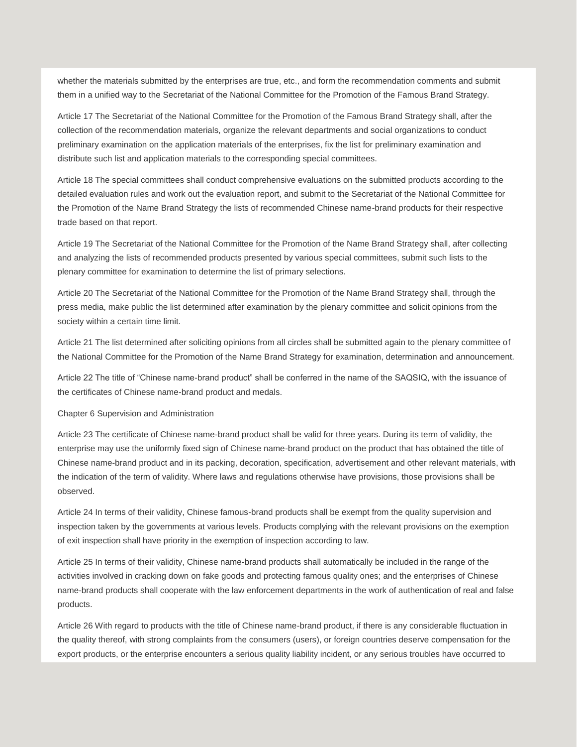whether the materials submitted by the enterprises are true, etc., and form the recommendation comments and submit them in a unified way to the Secretariat of the National Committee for the Promotion of the Famous Brand Strategy.

Article 17 The Secretariat of the National Committee for the Promotion of the Famous Brand Strategy shall, after the collection of the recommendation materials, organize the relevant departments and social organizations to conduct preliminary examination on the application materials of the enterprises, fix the list for preliminary examination and distribute such list and application materials to the corresponding special committees.

Article 18 The special committees shall conduct comprehensive evaluations on the submitted products according to the detailed evaluation rules and work out the evaluation report, and submit to the Secretariat of the National Committee for the Promotion of the Name Brand Strategy the lists of recommended Chinese name-brand products for their respective trade based on that report.

Article 19 The Secretariat of the National Committee for the Promotion of the Name Brand Strategy shall, after collecting and analyzing the lists of recommended products presented by various special committees, submit such lists to the plenary committee for examination to determine the list of primary selections.

Article 20 The Secretariat of the National Committee for the Promotion of the Name Brand Strategy shall, through the press media, make public the list determined after examination by the plenary committee and solicit opinions from the society within a certain time limit.

Article 21 The list determined after soliciting opinions from all circles shall be submitted again to the plenary committee of the National Committee for the Promotion of the Name Brand Strategy for examination, determination and announcement.

Article 22 The title of “Chinese name-brand product” shall be conferred in the name of the SAQSIQ, with the issuance of the certificates of Chinese name-brand product and medals.

Chapter 6 Supervision and Administration

Article 23 The certificate of Chinese name-brand product shall be valid for three years. During its term of validity, the enterprise may use the uniformly fixed sign of Chinese name-brand product on the product that has obtained the title of Chinese name-brand product and in its packing, decoration, specification, advertisement and other relevant materials, with the indication of the term of validity. Where laws and regulations otherwise have provisions, those provisions shall be observed.

Article 24 In terms of their validity, Chinese famous-brand products shall be exempt from the quality supervision and inspection taken by the governments at various levels. Products complying with the relevant provisions on the exemption of exit inspection shall have priority in the exemption of inspection according to law.

Article 25 In terms of their validity, Chinese name-brand products shall automatically be included in the range of the activities involved in cracking down on fake goods and protecting famous quality ones; and the enterprises of Chinese name-brand products shall cooperate with the law enforcement departments in the work of authentication of real and false products.

Article 26 With regard to products with the title of Chinese name-brand product, if there is any considerable fluctuation in the quality thereof, with strong complaints from the consumers (users), or foreign countries deserve compensation for the export products, or the enterprise encounters a serious quality liability incident, or any serious troubles have occurred to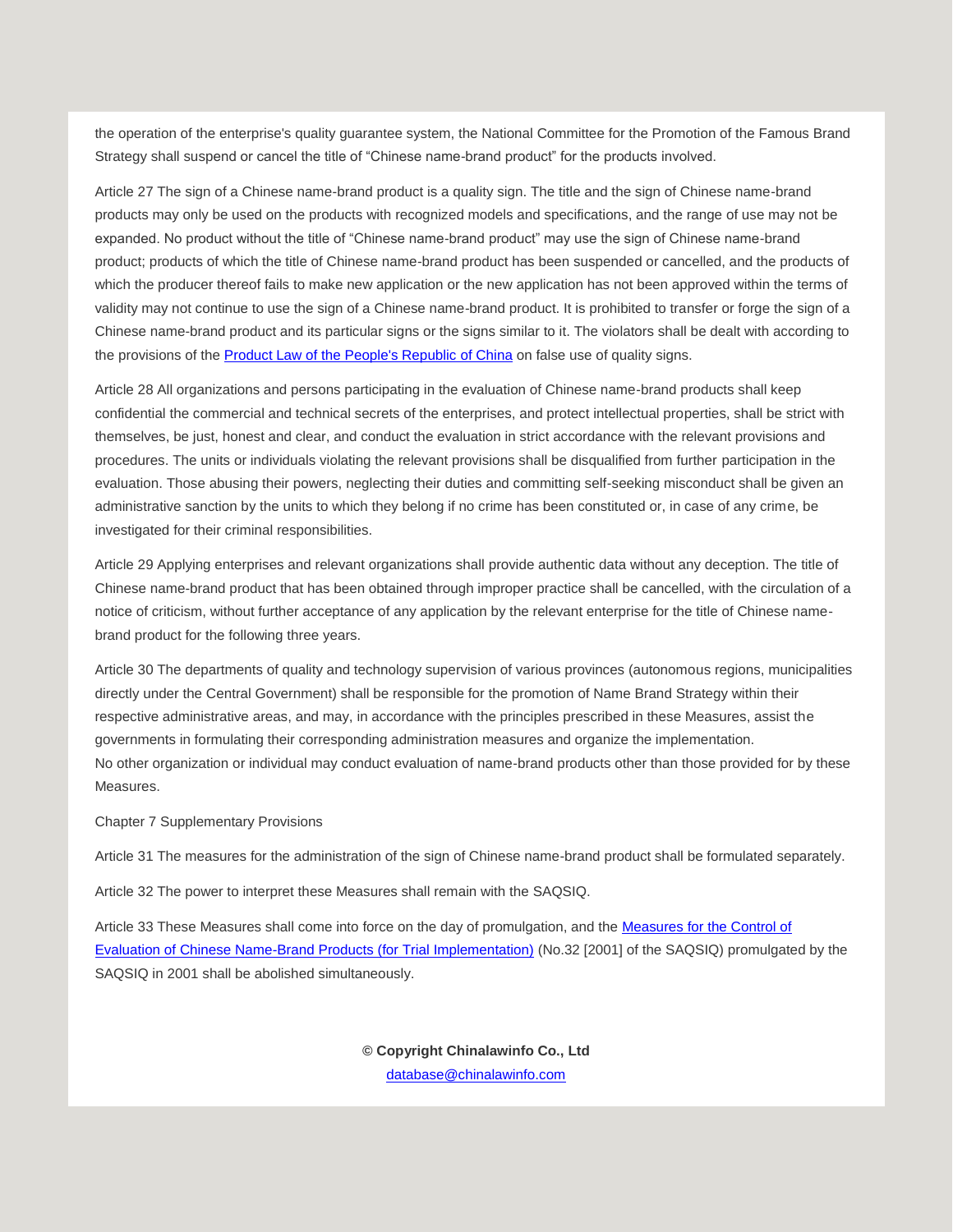the operation of the enterprise's quality guarantee system, the National Committee for the Promotion of the Famous Brand Strategy shall suspend or cancel the title of "Chinese name-brand product" for the products involved.

Article 27 The sign of a Chinese name-brand product is a quality sign. The title and the sign of Chinese name-brand products may only be used on the products with recognized models and specifications, and the range of use may not be expanded. No product without the title of "Chinese name-brand product" may use the sign of Chinese name-brand product; products of which the title of Chinese name-brand product has been suspended or cancelled, and the products of which the producer thereof fails to make new application or the new application has not been approved within the terms of validity may not continue to use the sign of a Chinese name-brand product. It is prohibited to transfer or forge the sign of a Chinese name-brand product and its particular signs or the signs similar to it. The violators shall be dealt with according to the provisions of the Product Law of the People's Republic of China on false use of quality signs.

Article 28 All organizations and persons participating in the evaluation of Chinese name-brand products shall keep confidential the commercial and technical secrets of the enterprises, and protect intellectual properties, shall be strict with themselves, be just, honest and clear, and conduct the evaluation in strict accordance with the relevant provisions and procedures. The units or individuals violating the relevant provisions shall be disqualified from further participation in the evaluation. Those abusing their powers, neglecting their duties and committing self-seeking misconduct shall be given an administrative sanction by the units to which they belong if no crime has been constituted or, in case of any crime, be investigated for their criminal responsibilities.

Article 29 Applying enterprises and relevant organizations shall provide authentic data without any deception. The title of Chinese name-brand product that has been obtained through improper practice shall be cancelled, with the circulation of a notice of criticism, without further acceptance of any application by the relevant enterprise for the title of Chinese name-brand product for the following three years.

Article 30 The departments of quality and technology supervision of various provinces (autonomous regions, municipalities directly under the Central Government) shall be responsible for the promotion of Name Brand Strategy within their respective administrative areas, and may, in accordance with the principles prescribed in these Measures, assist the governments in formulating their corresponding administration measures and organize the implementation.
No other organization or individual may conduct evaluation of name-brand products other than those provided for by these Measures.

Chapter 7 Supplementary Provisions

Article 31 The measures for the administration of the sign of Chinese name-brand product shall be formulated separately.

Article 32 The power to interpret these Measures shall remain with the SAQSIQ.

Article 33 These Measures shall come into force on the day of promulgation, and the Measures for the Control of Evaluation of Chinese Name-Brand Products (for Trial Implementation) (No.32 [2001] of the SAQSIQ) promulgated by the SAQSIQ in 2001 shall be abolished simultaneously.

**© Copyright Chinalawinfo Co., Ltd**
database@chinalawinfo.com